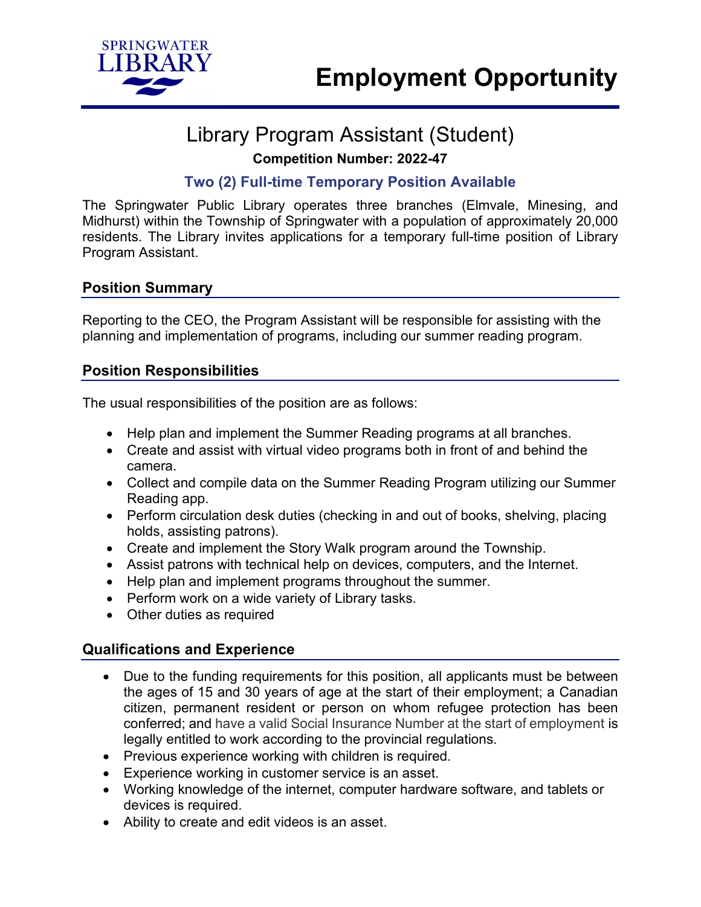SPRINGWATER LIBRARY

# Employment Opportunity

## Library Program Assistant (Student)

**Competition Number: 2022-47**

**Two (2) Full-time Temporary Position Available**

The Springwater Public Library operates three branches (Elmvale, Minesing, and Midhurst) within the Township of Springwater with a population of approximately 20,000 residents. The Library invites applications for a temporary full-time position of Library Program Assistant.

### Position Summary

Reporting to the CEO, the Program Assistant will be responsible for assisting with the planning and implementation of programs, including our summer reading program.

### Position Responsibilities

The usual responsibilities of the position are as follows:

- Help plan and implement the Summer Reading programs at all branches.
- Create and assist with virtual video programs both in front of and behind the camera.
- Collect and compile data on the Summer Reading Program utilizing our Summer Reading app.
- Perform circulation desk duties (checking in and out of books, shelving, placing holds, assisting patrons).
- Create and implement the Story Walk program around the Township.
- Assist patrons with technical help on devices, computers, and the Internet.
- Help plan and implement programs throughout the summer.
- Perform work on a wide variety of Library tasks.
- Other duties as required

### Qualifications and Experience

- Due to the funding requirements for this position, all applicants must be between the ages of 15 and 30 years of age at the start of their employment; a Canadian citizen, permanent resident or person on whom refugee protection has been conferred; and have a valid Social Insurance Number at the start of employment is legally entitled to work according to the provincial regulations.
- Previous experience working with children is required.
- Experience working in customer service is an asset.
- Working knowledge of the internet, computer hardware software, and tablets or devices is required.
- Ability to create and edit videos is an asset.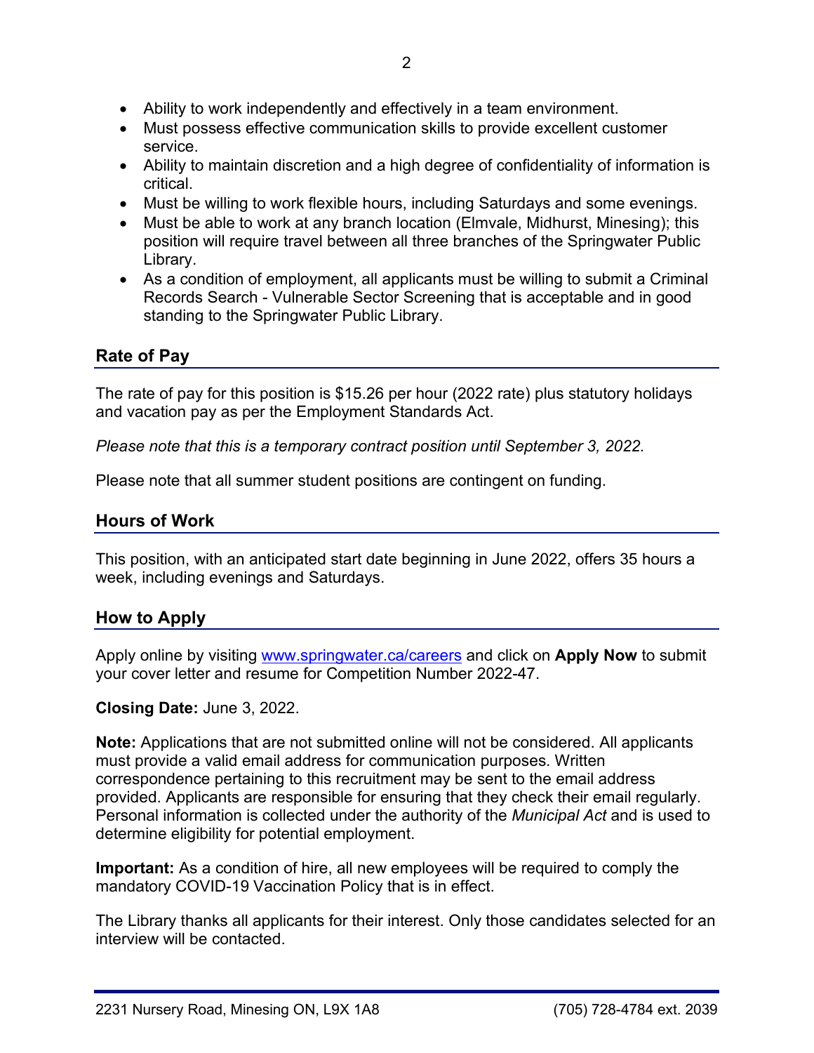- Ability to work independently and effectively in a team environment.
- Must possess effective communication skills to provide excellent customer service.
- Ability to maintain discretion and a high degree of confidentiality of information is critical.
- Must be willing to work flexible hours, including Saturdays and some evenings.
- Must be able to work at any branch location (Elmvale, Midhurst, Minesing); this position will require travel between all three branches of the Springwater Public Library.
- As a condition of employment, all applicants must be willing to submit a Criminal Records Search - Vulnerable Sector Screening that is acceptable and in good standing to the Springwater Public Library.

## Rate of Pay

The rate of pay for this position is $15.26 per hour (2022 rate) plus statutory holidays and vacation pay as per the Employment Standards Act.

*Please note that this is a temporary contract position until September 3, 2022.*

Please note that all summer student positions are contingent on funding.

## Hours of Work

This position, with an anticipated start date beginning in June 2022, offers 35 hours a week, including evenings and Saturdays.

## How to Apply

Apply online by visiting [www.springwater.ca/careers](www.springwater.ca/careers) and click on **Apply Now** to submit your cover letter and resume for Competition Number 2022-47.

**Closing Date:** June 3, 2022.

**Note:** Applications that are not submitted online will not be considered. All applicants must provide a valid email address for communication purposes. Written correspondence pertaining to this recruitment may be sent to the email address provided. Applicants are responsible for ensuring that they check their email regularly. Personal information is collected under the authority of the *Municipal Act* and is used to determine eligibility for potential employment.

**Important:** As a condition of hire, all new employees will be required to comply the mandatory COVID-19 Vaccination Policy that is in effect.

The Library thanks all applicants for their interest. Only those candidates selected for an interview will be contacted.

2231 Nursery Road, Minesing ON, L9X 1A8 (705) 728-4784 ext. 2039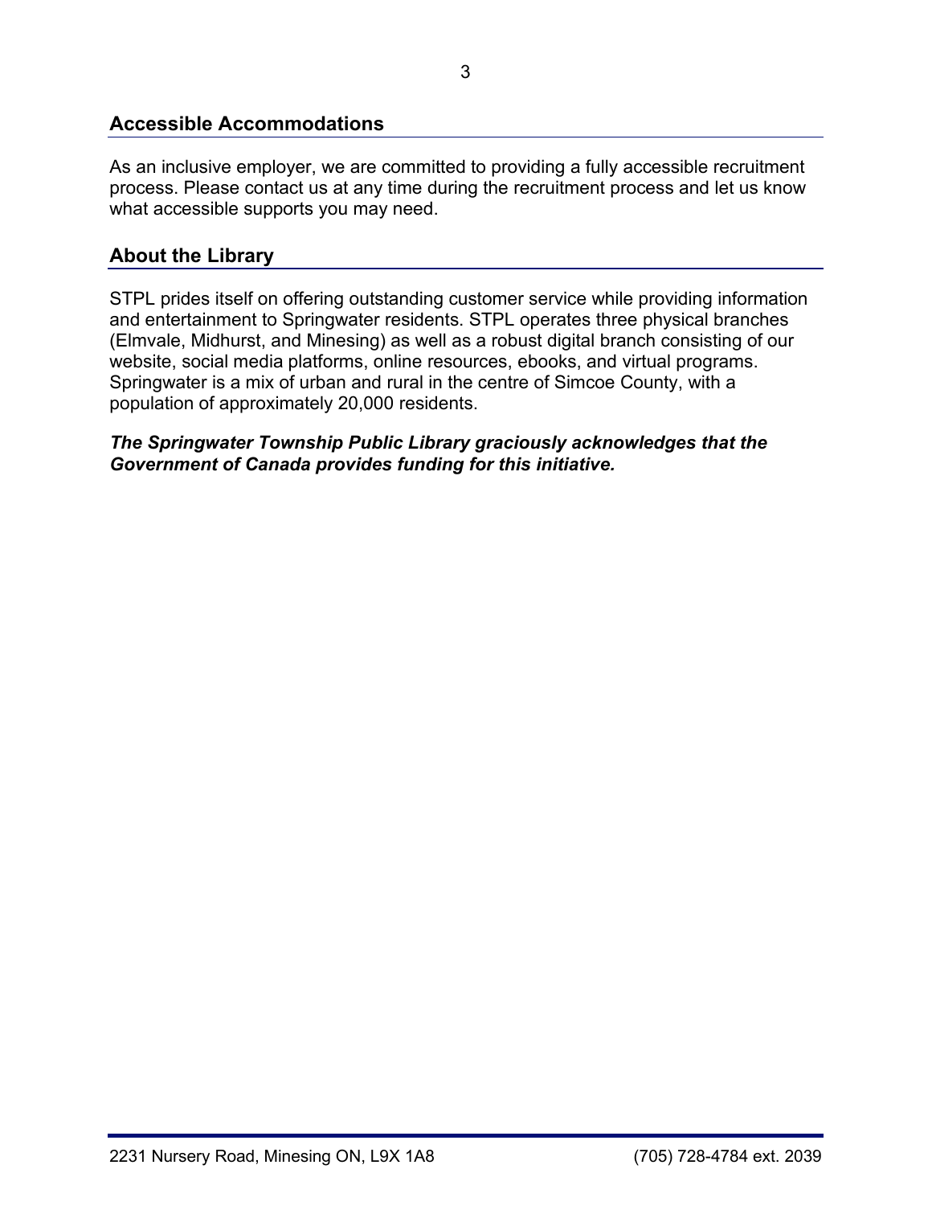## Accessible Accommodations

As an inclusive employer, we are committed to providing a fully accessible recruitment process. Please contact us at any time during the recruitment process and let us know what accessible supports you may need.

## About the Library

STPL prides itself on offering outstanding customer service while providing information and entertainment to Springwater residents. STPL operates three physical branches (Elmvale, Midhurst, and Minesing) as well as a robust digital branch consisting of our website, social media platforms, online resources, ebooks, and virtual programs. Springwater is a mix of urban and rural in the centre of Simcoe County, with a population of approximately 20,000 residents.

***The Springwater Township Public Library graciously acknowledges that the Government of Canada provides funding for this initiative.***